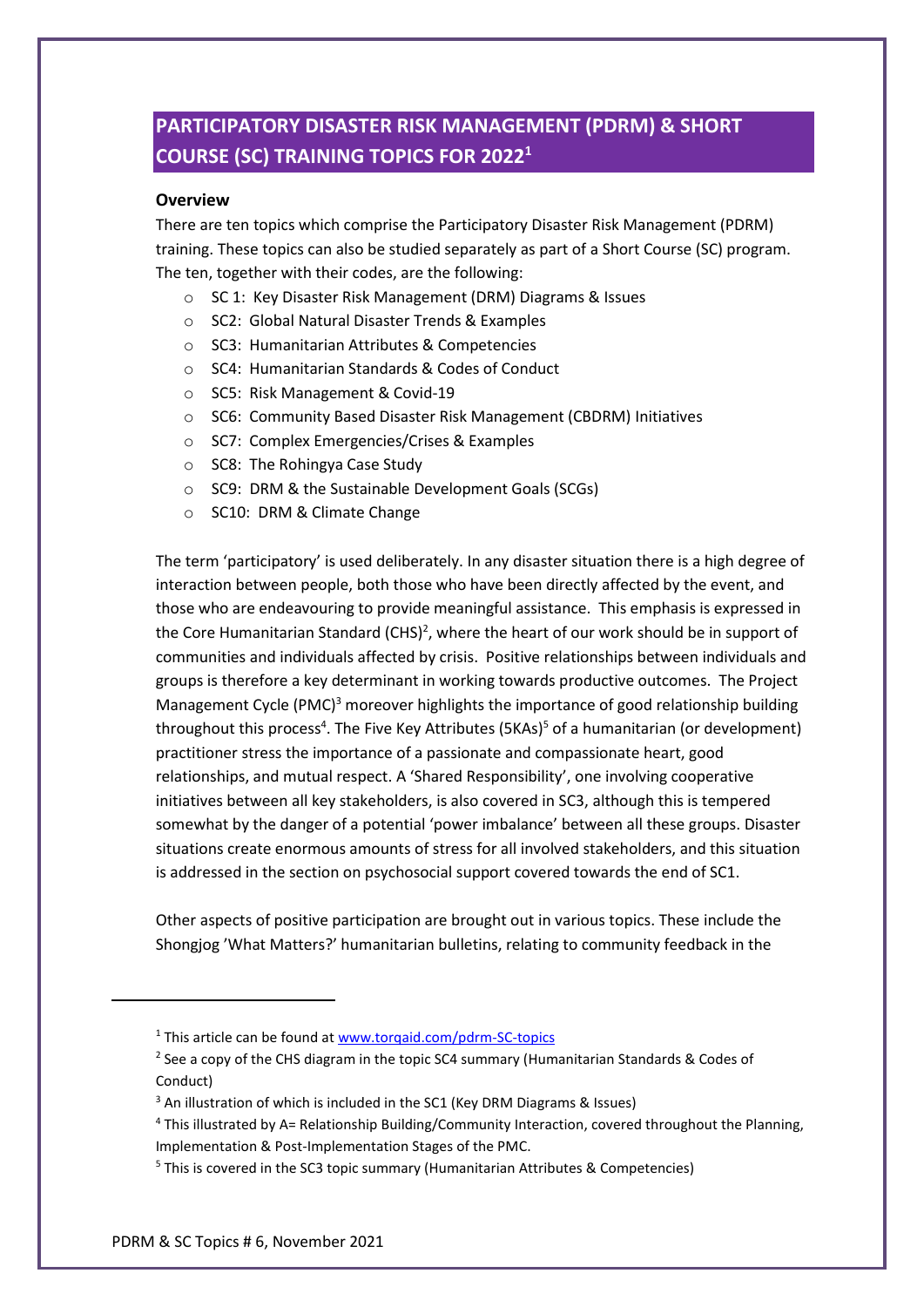# PARTICIPATORY DISASTER RISK MANAGEMENT (PDRM) & SHORT COURSE (SC) TRAINING TOPICS FOR 2022[1]

**Overview**

There are ten topics which comprise the Participatory Disaster Risk Management (PDRM) training. These topics can also be studied separately as part of a Short Course (SC) program. The ten, together with their codes, are the following:

- SC 1: Key Disaster Risk Management (DRM) Diagrams & Issues
- SC2: Global Natural Disaster Trends & Examples
- SC3: Humanitarian Attributes & Competencies
- SC4: Humanitarian Standards & Codes of Conduct
- SC5: Risk Management & Covid-19
- SC6: Community Based Disaster Risk Management (CBDRM) Initiatives
- SC7: Complex Emergencies/Crises & Examples
- SC8: The Rohingya Case Study
- SC9: DRM & the Sustainable Development Goals (SCGs)
- SC10: DRM & Climate Change

The term 'participatory' is used deliberately. In any disaster situation there is a high degree of interaction between people, both those who have been directly affected by the event, and those who are endeavouring to provide meaningful assistance. This emphasis is expressed in the Core Humanitarian Standard (CHS)[2], where the heart of our work should be in support of communities and individuals affected by crisis. Positive relationships between individuals and groups is therefore a key determinant in working towards productive outcomes. The Project Management Cycle (PMC)[3] moreover highlights the importance of good relationship building throughout this process[4]. The Five Key Attributes (5KAs)[5] of a humanitarian (or development) practitioner stress the importance of a passionate and compassionate heart, good relationships, and mutual respect. A 'Shared Responsibility', one involving cooperative initiatives between all key stakeholders, is also covered in SC3, although this is tempered somewhat by the danger of a potential 'power imbalance' between all these groups. Disaster situations create enormous amounts of stress for all involved stakeholders, and this situation is addressed in the section on psychosocial support covered towards the end of SC1.

Other aspects of positive participation are brought out in various topics. These include the Shongjog 'What Matters?' humanitarian bulletins, relating to community feedback in the

---

[1] This article can be found at [www.torqaid.com/pdrm-SC-topics](www.torqaid.com/pdrm-SC-topics)

[2] See a copy of the CHS diagram in the topic SC4 summary (Humanitarian Standards & Codes of Conduct)

[3] An illustration of which is included in the SC1 (Key DRM Diagrams & Issues)

[4] This illustrated by A= Relationship Building/Community Interaction, covered throughout the Planning, Implementation & Post-Implementation Stages of the PMC.

[5] This is covered in the SC3 topic summary (Humanitarian Attributes & Competencies)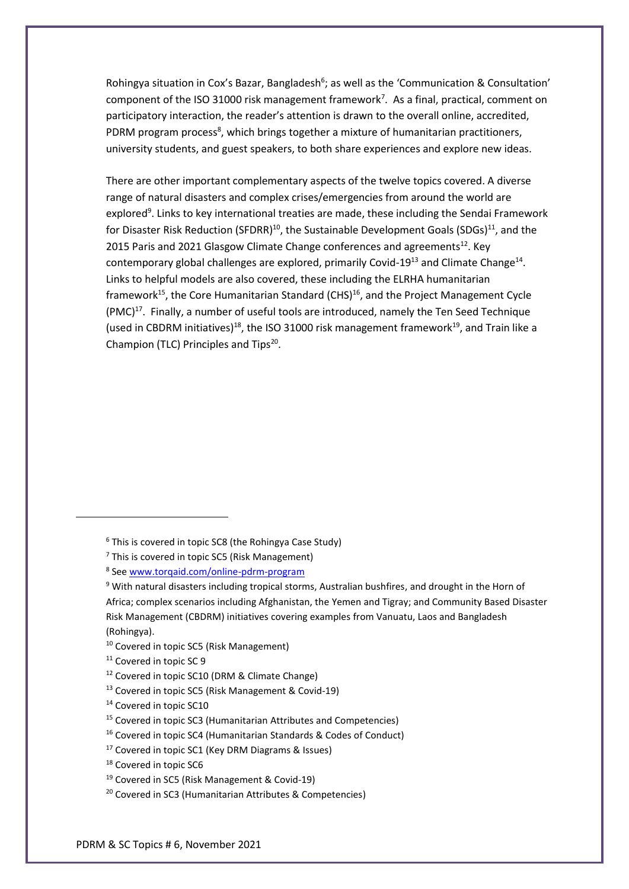Rohingya situation in Cox's Bazar, Bangladesh[6]; as well as the 'Communication & Consultation' component of the ISO 31000 risk management framework[7]. As a final, practical, comment on participatory interaction, the reader's attention is drawn to the overall online, accredited, PDRM program process[8], which brings together a mixture of humanitarian practitioners, university students, and guest speakers, to both share experiences and explore new ideas.

There are other important complementary aspects of the twelve topics covered. A diverse range of natural disasters and complex crises/emergencies from around the world are explored[9]. Links to key international treaties are made, these including the Sendai Framework for Disaster Risk Reduction (SFDRR)[10], the Sustainable Development Goals (SDGs)[11], and the 2015 Paris and 2021 Glasgow Climate Change conferences and agreements[12]. Key contemporary global challenges are explored, primarily Covid-19[13] and Climate Change[14]. Links to helpful models are also covered, these including the ELRHA humanitarian framework[15], the Core Humanitarian Standard (CHS)[16], and the Project Management Cycle (PMC)[17]. Finally, a number of useful tools are introduced, namely the Ten Seed Technique (used in CBDRM initiatives)[18], the ISO 31000 risk management framework[19], and Train like a Champion (TLC) Principles and Tips[20].

---

[6] This is covered in topic SC8 (the Rohingya Case Study)

[7] This is covered in topic SC5 (Risk Management)

[8] See [www.torqaid.com/online-pdrm-program](www.torqaid.com/online-pdrm-program)

[9] With natural disasters including tropical storms, Australian bushfires, and drought in the Horn of Africa; complex scenarios including Afghanistan, the Yemen and Tigray; and Community Based Disaster Risk Management (CBDRM) initiatives covering examples from Vanuatu, Laos and Bangladesh (Rohingya).

[10] Covered in topic SC5 (Risk Management)

[11] Covered in topic SC 9

[12] Covered in topic SC10 (DRM & Climate Change)

[13] Covered in topic SC5 (Risk Management & Covid-19)

[14] Covered in topic SC10

[15] Covered in topic SC3 (Humanitarian Attributes and Competencies)

[16] Covered in topic SC4 (Humanitarian Standards & Codes of Conduct)

[17] Covered in topic SC1 (Key DRM Diagrams & Issues)

[18] Covered in topic SC6

[19] Covered in SC5 (Risk Management & Covid-19)

[20] Covered in SC3 (Humanitarian Attributes & Competencies)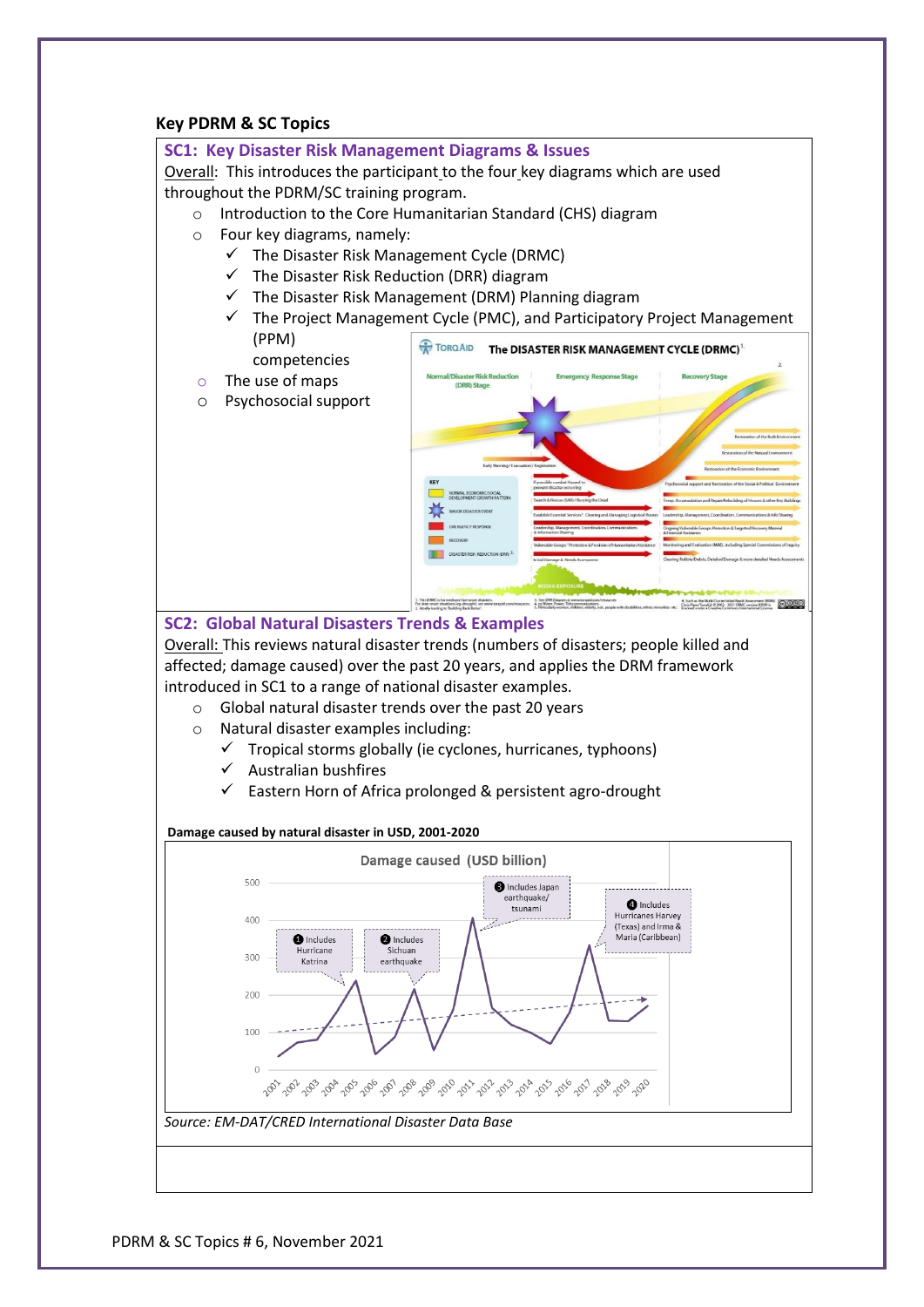## Key PDRM & SC Topics

### SC1: Key Disaster Risk Management Diagrams & Issues

Overall: This introduces the participant to the four key diagrams which are used throughout the PDRM/SC training program.

- Introduction to the Core Humanitarian Standard (CHS) diagram
- Four key diagrams, namely:
  - ✓ The Disaster Risk Management Cycle (DRMC)
  - ✓ The Disaster Risk Reduction (DRR) diagram
  - ✓ The Disaster Risk Management (DRM) Planning diagram
  - ✓ The Project Management Cycle (PMC), and Participatory Project Management (PPM) competencies
- The use of maps
- Psychosocial support

### SC2: Global Natural Disasters Trends & Examples

Overall: This reviews natural disaster trends (numbers of disasters; people killed and affected; damage caused) over the past 20 years, and applies the DRM framework introduced in SC1 to a range of national disaster examples.

- Global natural disaster trends over the past 20 years
- Natural disaster examples including:
  - ✓ Tropical storms globally (ie cyclones, hurricanes, typhoons)
  - ✓ Australian bushfires
  - ✓ Eastern Horn of Africa prolonged & persistent agro-drought

**Damage caused by natural disaster in USD, 2001-2020**

*Source: EM-DAT/CRED International Disaster Data Base*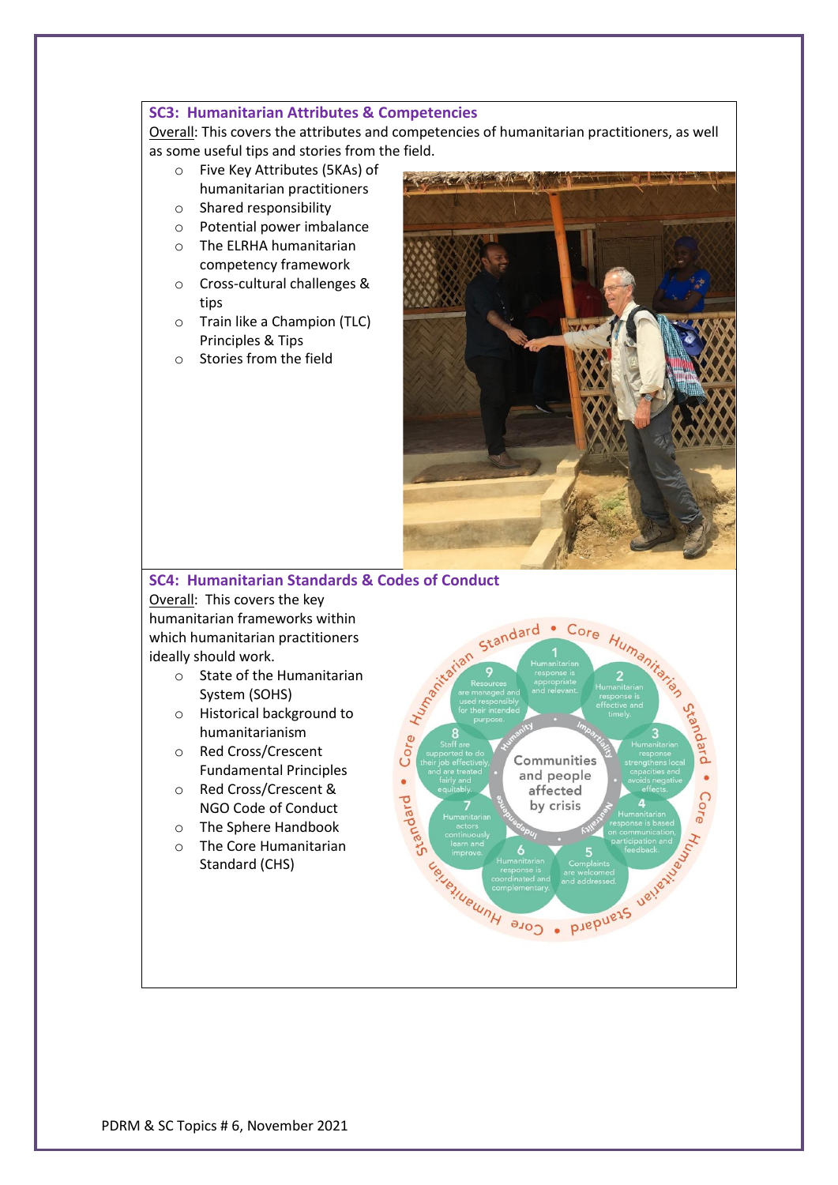### SC3: Humanitarian Attributes & Competencies

Overall: This covers the attributes and competencies of humanitarian practitioners, as well as some useful tips and stories from the field.

- Five Key Attributes (5KAs) of humanitarian practitioners
- Shared responsibility
- Potential power imbalance
- The ELRHA humanitarian competency framework
- Cross-cultural challenges & tips
- Train like a Champion (TLC) Principles & Tips
- Stories from the field

### SC4: Humanitarian Standards & Codes of Conduct

Overall: This covers the key humanitarian frameworks within which humanitarian practitioners ideally should work.

- State of the Humanitarian System (SOHS)
- Historical background to humanitarianism
- Red Cross/Crescent Fundamental Principles
- Red Cross/Crescent & NGO Code of Conduct
- The Sphere Handbook
- The Core Humanitarian Standard (CHS)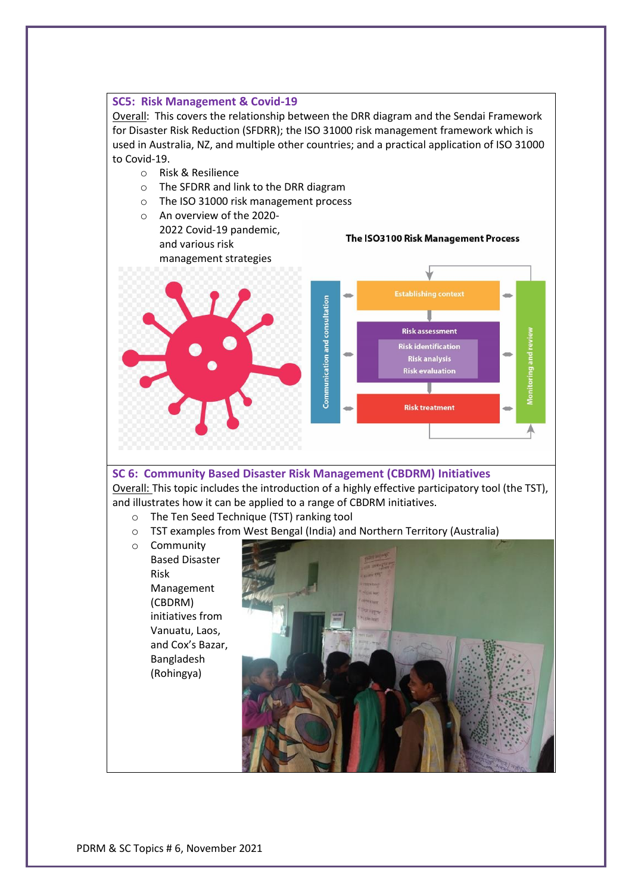## SC5: Risk Management & Covid-19

Overall: This covers the relationship between the DRR diagram and the Sendai Framework for Disaster Risk Reduction (SFDRR); the ISO 31000 risk management framework which is used in Australia, NZ, and multiple other countries; and a practical application of ISO 31000 to Covid-19.

- Risk & Resilience
- The SFDRR and link to the DRR diagram
- The ISO 31000 risk management process
- An overview of the 2020-2022 Covid-19 pandemic, and various risk management strategies

**The ISO3100 Risk Management Process**

- Communication and consultation
- Establishing context
- Risk assessment
  - Risk identification
  - Risk analysis
  - Risk evaluation
- Risk treatment
- Monitoring and review

## SC 6: Community Based Disaster Risk Management (CBDRM) Initiatives

Overall: This topic includes the introduction of a highly effective participatory tool (the TST), and illustrates how it can be applied to a range of CBDRM initiatives.

- The Ten Seed Technique (TST) ranking tool
- TST examples from West Bengal (India) and Northern Territory (Australia)
- Community Based Disaster Risk Management (CBDRM) initiatives from Vanuatu, Laos, and Cox's Bazar, Bangladesh (Rohingya)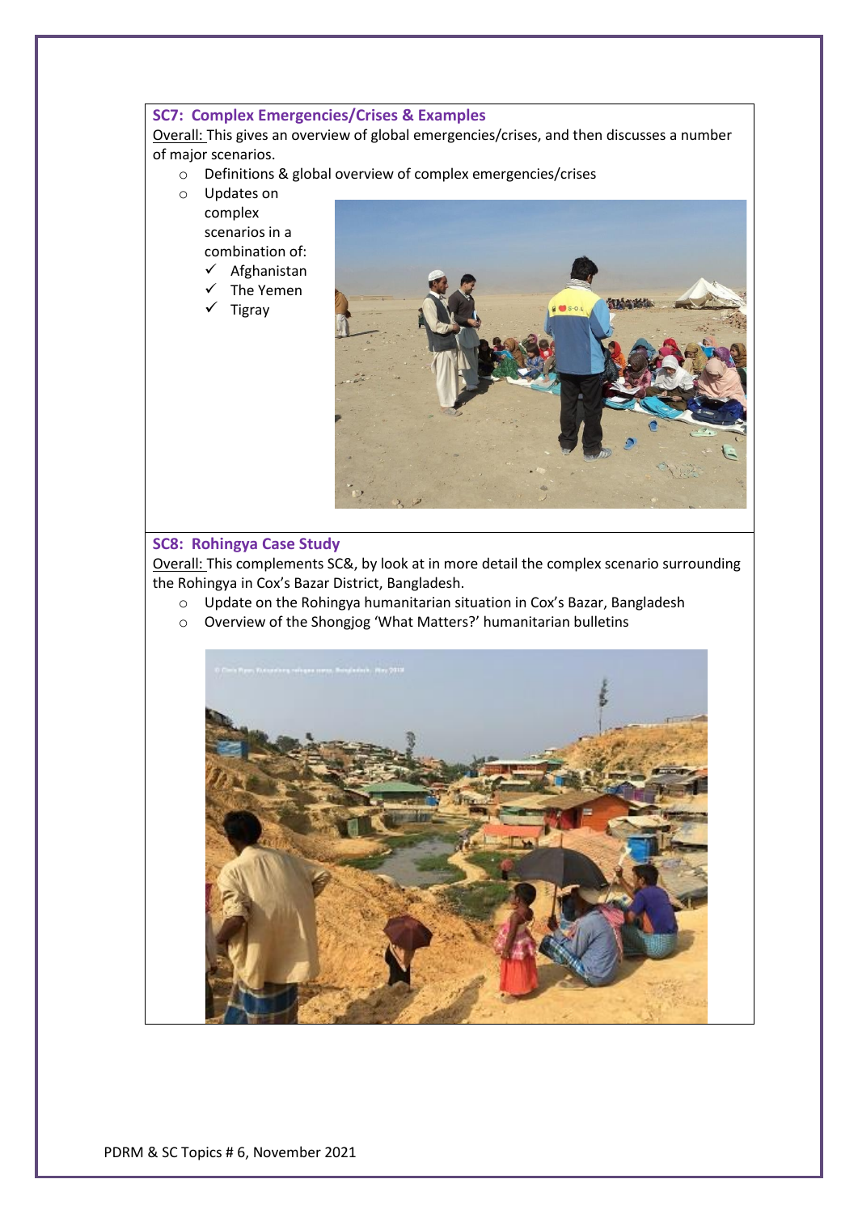### SC7: Complex Emergencies/Crises & Examples

Overall: This gives an overview of global emergencies/crises, and then discusses a number of major scenarios.

- Definitions & global overview of complex emergencies/crises
- Updates on complex scenarios in a combination of:
  - ✓ Afghanistan
  - ✓ The Yemen
  - ✓ Tigray

### SC8: Rohingya Case Study

Overall: This complements SC&, by look at in more detail the complex scenario surrounding the Rohingya in Cox's Bazar District, Bangladesh.

- Update on the Rohingya humanitarian situation in Cox's Bazar, Bangladesh
- Overview of the Shongjog 'What Matters?' humanitarian bulletins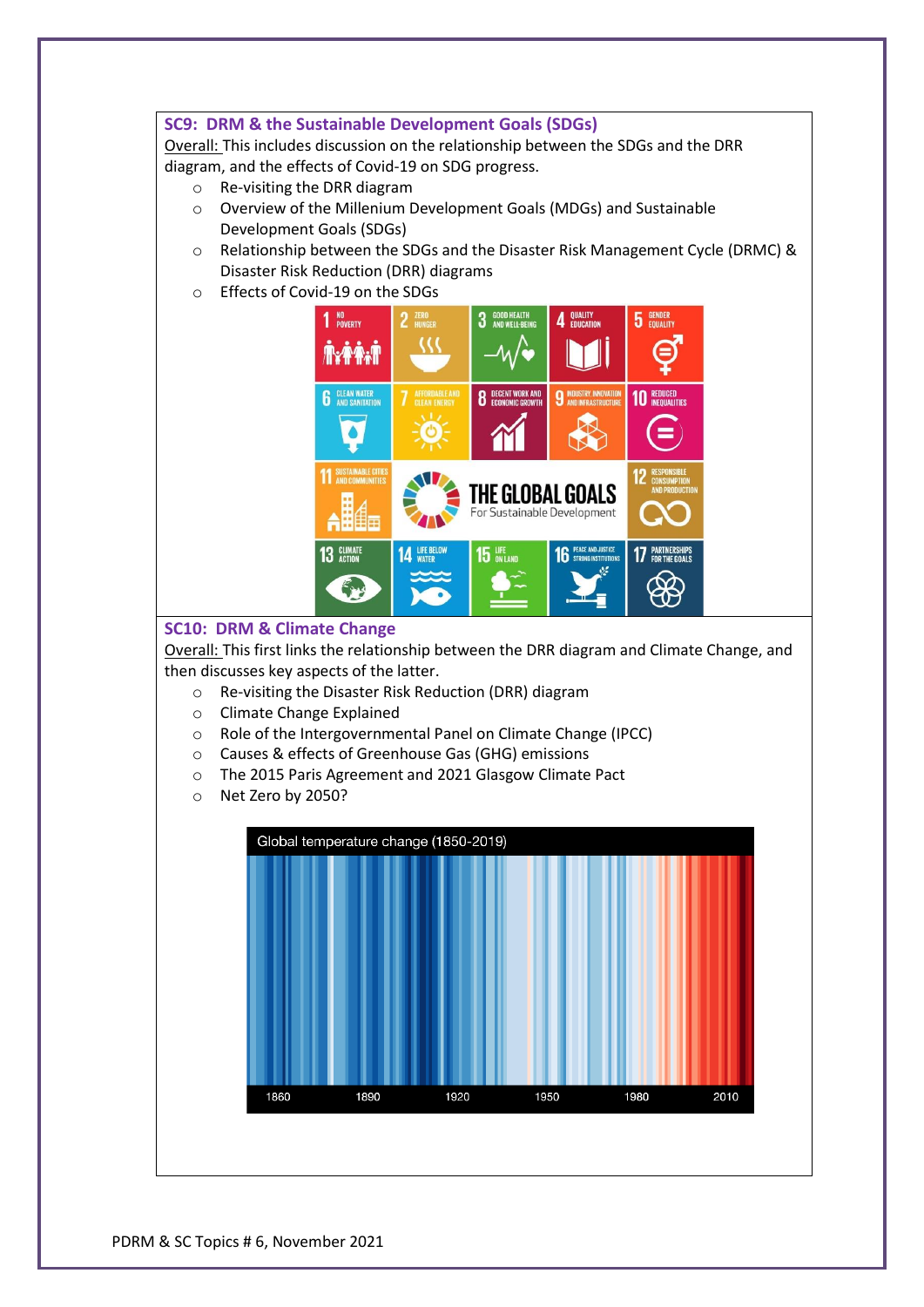## SC9: DRM & the Sustainable Development Goals (SDGs)

Overall: This includes discussion on the relationship between the SDGs and the DRR diagram, and the effects of Covid-19 on SDG progress.

- Re-visiting the DRR diagram
- Overview of the Millenium Development Goals (MDGs) and Sustainable Development Goals (SDGs)
- Relationship between the SDGs and the Disaster Risk Management Cycle (DRMC) & Disaster Risk Reduction (DRR) diagrams
- Effects of Covid-19 on the SDGs

## SC10: DRM & Climate Change

Overall: This first links the relationship between the DRR diagram and Climate Change, and then discusses key aspects of the latter.

- Re-visiting the Disaster Risk Reduction (DRR) diagram
- Climate Change Explained
- Role of the Intergovernmental Panel on Climate Change (IPCC)
- Causes & effects of Greenhouse Gas (GHG) emissions
- The 2015 Paris Agreement and 2021 Glasgow Climate Pact
- Net Zero by 2050?

Global temperature change (1850-2019)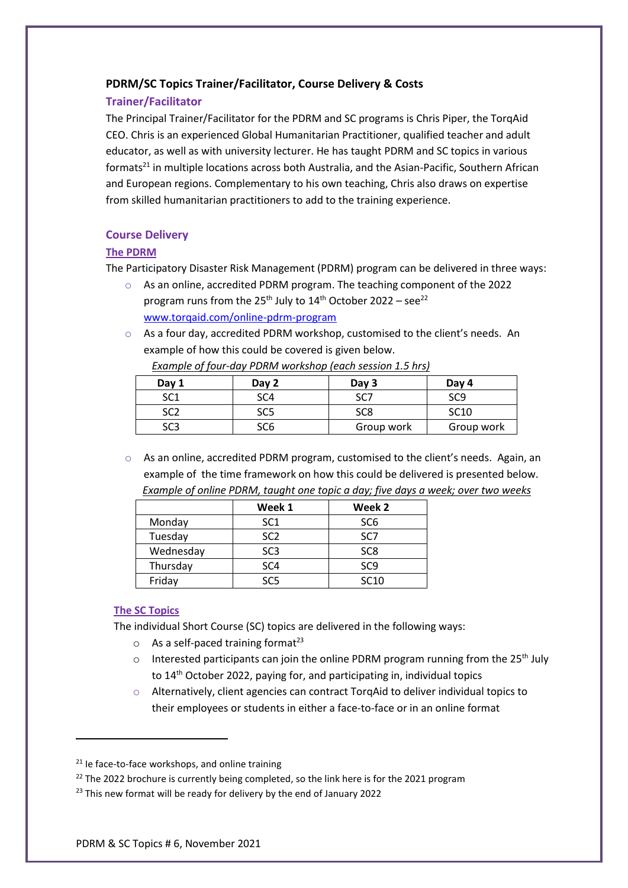### PDRM/SC Topics Trainer/Facilitator, Course Delivery & Costs

#### Trainer/Facilitator

The Principal Trainer/Facilitator for the PDRM and SC programs is Chris Piper, the TorqAid CEO. Chris is an experienced Global Humanitarian Practitioner, qualified teacher and adult educator, as well as with university lecturer. He has taught PDRM and SC topics in various formats[21] in multiple locations across both Australia, and the Asian-Pacific, Southern African and European regions. Complementary to his own teaching, Chris also draws on expertise from skilled humanitarian practitioners to add to the training experience.

#### Course Delivery

##### The PDRM

The Participatory Disaster Risk Management (PDRM) program can be delivered in three ways:

- As an online, accredited PDRM program. The teaching component of the 2022 program runs from the 25th July to 14th October 2022 – see[22] [www.torqaid.com/online-pdrm-program](www.torqaid.com/online-pdrm-program)
- As a four day, accredited PDRM workshop, customised to the client's needs. An example of how this could be covered is given below.

*Example of four-day PDRM workshop (each session 1.5 hrs)*

| Day 1 | Day 2 | Day 3 | Day 4 |
|---|---|---|---|
| SC1 | SC4 | SC7 | SC9 |
| SC2 | SC5 | SC8 | SC10 |
| SC3 | SC6 | Group work | Group work |

- As an online, accredited PDRM program, customised to the client's needs. Again, an example of the time framework on how this could be delivered is presented below.

*Example of online PDRM, taught one topic a day; five days a week; over two weeks*

| | Week 1 | Week 2 |
|---|---|---|
| Monday | SC1 | SC6 |
| Tuesday | SC2 | SC7 |
| Wednesday | SC3 | SC8 |
| Thursday | SC4 | SC9 |
| Friday | SC5 | SC10 |

##### The SC Topics

The individual Short Course (SC) topics are delivered in the following ways:

- As a self-paced training format[23]
- Interested participants can join the online PDRM program running from the 25th July to 14th October 2022, paying for, and participating in, individual topics
- Alternatively, client agencies can contract TorqAid to deliver individual topics to their employees or students in either a face-to-face or in an online format

---

[21] Ie face-to-face workshops, and online training

[22] The 2022 brochure is currently being completed, so the link here is for the 2021 program

[23] This new format will be ready for delivery by the end of January 2022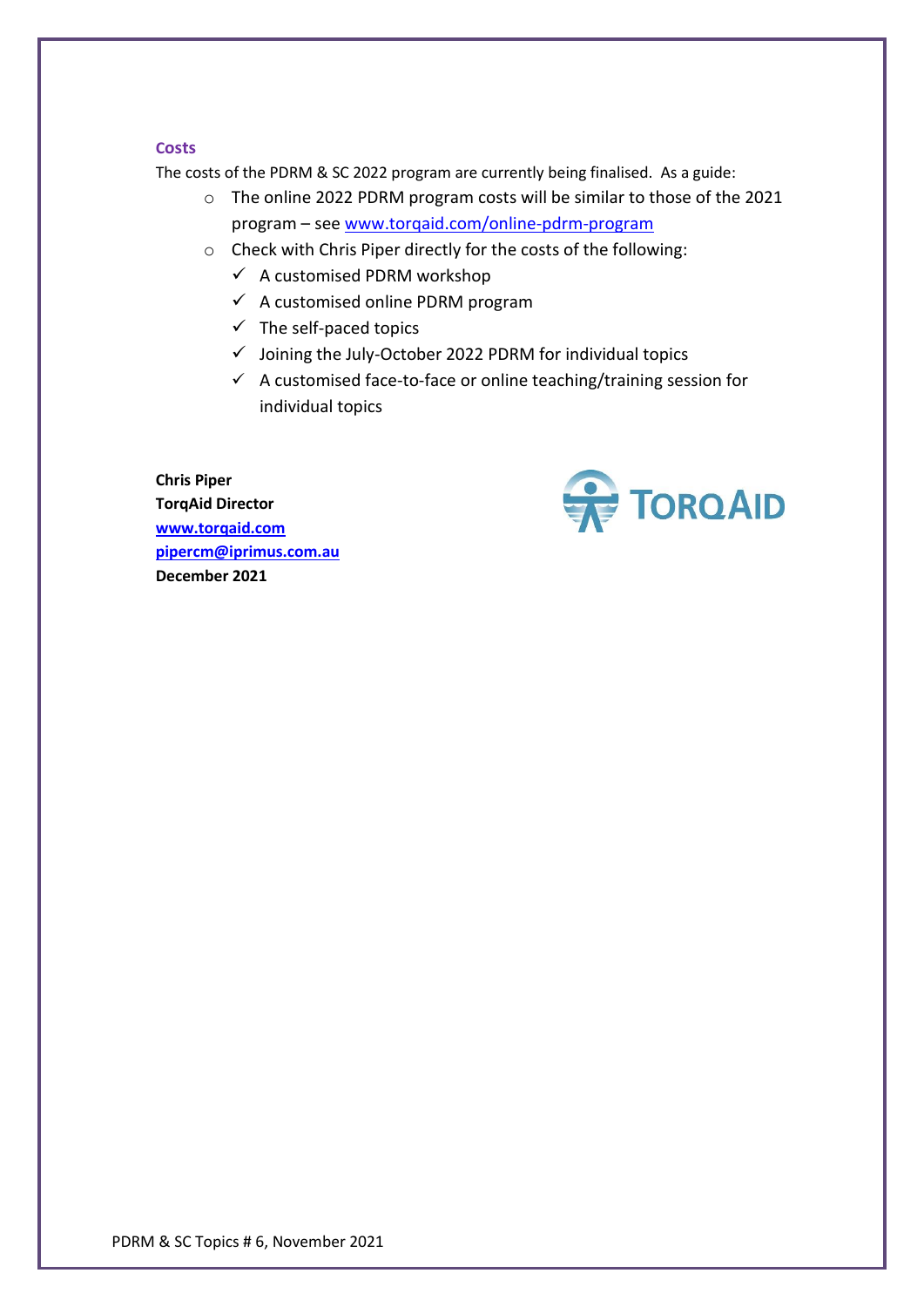### Costs

The costs of the PDRM & SC 2022 program are currently being finalised. As a guide:

- The online 2022 PDRM program costs will be similar to those of the 2021 program – see [www.torqaid.com/online-pdrm-program](www.torqaid.com/online-pdrm-program)
- Check with Chris Piper directly for the costs of the following:
  - ✓ A customised PDRM workshop
  - ✓ A customised online PDRM program
  - ✓ The self-paced topics
  - ✓ Joining the July-October 2022 PDRM for individual topics
  - ✓ A customised face-to-face or online teaching/training session for individual topics

**Chris Piper**
**TorqAid Director**
**[www.torqaid.com](www.torqaid.com)**
**[pipercm@iprimus.com.au](mailto:pipercm@iprimus.com.au)**
**December 2021**

TORQAID

PDRM & SC Topics # 6, November 2021